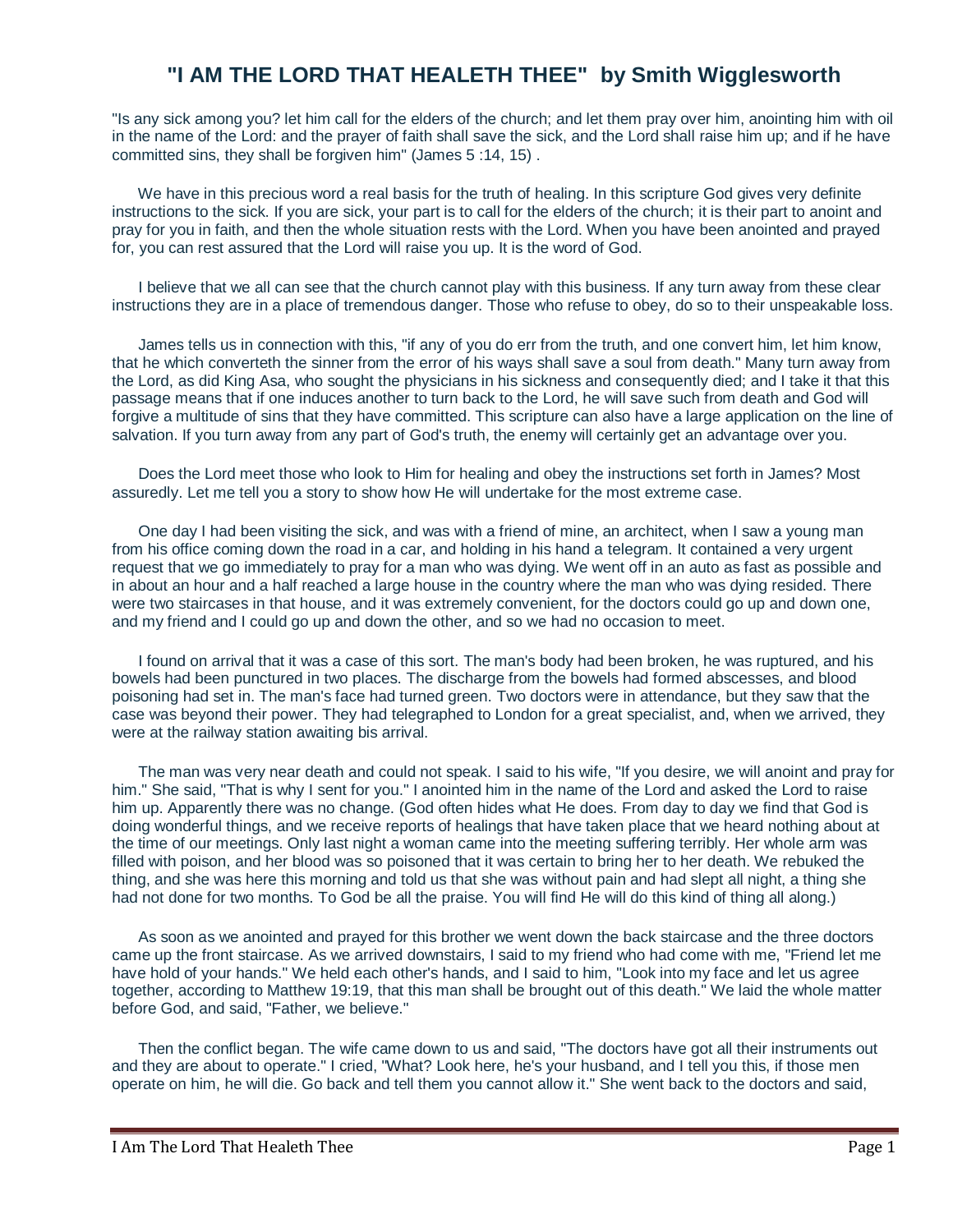# "I AM THE LORD THAT HEALETH THEE" by Smith Wigglesworth

"Is any sick among you? let him call for the elders of the church; and let them pray over him, anointing him with oil in the name of the Lord: and the prayer of faith shall save the sick, and the Lord shall raise him up; and if he have committed sins, they shall be forgiven him" (James 5 :14, 15) .

We have in this precious word a real basis for the truth of healing. In this scripture God gives very definite instructions to the sick. If you are sick, your part is to call for the elders of the church; it is their part to anoint and pray for you in faith, and then the whole situation rests with the Lord. When you have been anointed and prayed for, you can rest assured that the Lord will raise you up. It is the word of God.

I believe that we all can see that the church cannot play with this business. If any turn away from these clear instructions they are in a place of tremendous danger. Those who refuse to obey, do so to their unspeakable loss.

James tells us in connection with this, "if any of you do err from the truth, and one convert him, let him know, that he which converteth the sinner from the error of his ways shall save a soul from death." Many turn away from the Lord, as did King Asa, who sought the physicians in his sickness and consequently died; and I take it that this passage means that if one induces another to turn back to the Lord, he will save such from death and God will forgive a multitude of sins that they have committed. This scripture can also have a large application on the line of salvation. If you turn away from any part of God's truth, the enemy will certainly get an advantage over you.

Does the Lord meet those who look to Him for healing and obey the instructions set forth in James? Most assuredly. Let me tell you a story to show how He will undertake for the most extreme case.

One day I had been visiting the sick, and was with a friend of mine, an architect, when I saw a young man from his office coming down the road in a car, and holding in his hand a telegram. It contained a very urgent request that we go immediately to pray for a man who was dying. We went off in an auto as fast as possible and in about an hour and a half reached a large house in the country where the man who was dying resided. There were two staircases in that house, and it was extremely convenient, for the doctors could go up and down one, and my friend and I could go up and down the other, and so we had no occasion to meet.

I found on arrival that it was a case of this sort. The man's body had been broken, he was ruptured, and his bowels had been punctured in two places. The discharge from the bowels had formed abscesses, and blood poisoning had set in. The man's face had turned green. Two doctors were in attendance, but they saw that the case was beyond their power. They had telegraphed to London for a great specialist, and, when we arrived, they were at the railway station awaiting bis arrival.

The man was very near death and could not speak. I said to his wife, "If you desire, we will anoint and pray for him." She said, "That is why I sent for you." I anointed him in the name of the Lord and asked the Lord to raise him up. Apparently there was no change. (God often hides what He does. From day to day we find that God is doing wonderful things, and we receive reports of healings that have taken place that we heard nothing about at the time of our meetings. Only last night a woman came into the meeting suffering terribly. Her whole arm was filled with poison, and her blood was so poisoned that it was certain to bring her to her death. We rebuked the thing, and she was here this morning and told us that she was without pain and had slept all night, a thing she had not done for two months. To God be all the praise. You will find He will do this kind of thing all along.)

As soon as we anointed and prayed for this brother we went down the back staircase and the three doctors came up the front staircase. As we arrived downstairs, I said to my friend who had come with me, "Friend let me have hold of your hands." We held each other's hands, and I said to him, "Look into my face and let us agree together, according to Matthew 19:19, that this man shall be brought out of this death." We laid the whole matter before God, and said, "Father, we believe."

Then the conflict began. The wife came down to us and said, "The doctors have got all their instruments out and they are about to operate." I cried, "What? Look here, he's your husband, and I tell you this, if those men operate on him, he will die. Go back and tell them you cannot allow it." She went back to the doctors and said,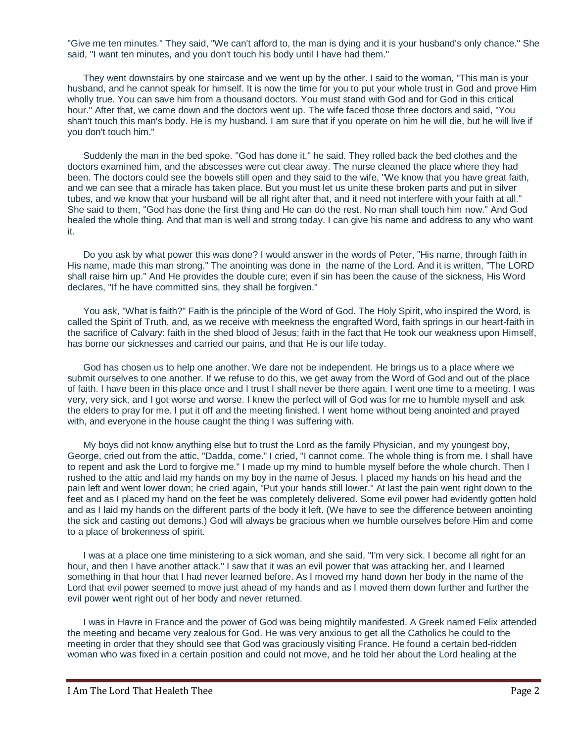"Give me ten minutes." They said, "We can't afford to, the man is dying and it is your husband's only chance." She said, "I want ten minutes, and you don't touch his body until I have had them."

They went downstairs by one staircase and we went up by the other. I said to the woman, "This man is your husband, and he cannot speak for himself. It is now the time for you to put your whole trust in God and prove Him wholly true. You can save him from a thousand doctors. You must stand with God and for God in this critical hour." After that, we came down and the doctors went up. The wife faced those three doctors and said, "You shan't touch this man's body. He is my husband. I am sure that if you operate on him he will die, but he will live if you don't touch him."

Suddenly the man in the bed spoke. "God has done it," he said. They rolled back the bed clothes and the doctors examined him, and the abscesses were cut clear away. The nurse cleaned the place where they had been. The doctors could see the bowels still open and they said to the wife, "We know that you have great faith, and we can see that a miracle has taken place. But you must let us unite these broken parts and put in silver tubes, and we know that your husband will be all right after that, and it need not interfere with your faith at all." She said to them, "God has done the first thing and He can do the rest. No man shall touch him now." And God healed the whole thing. And that man is well and strong today. I can give his name and address to any who want it.

Do you ask by what power this was done? I would answer in the words of Peter, "His name, through faith in His name, made this man strong." The anointing was done in the name of the Lord. And it is written, "The LORD shall raise him up." And He provides the double cure; even if sin has been the cause of the sickness, His Word declares, "If he have committed sins, they shall be forgiven."

You ask, "What is faith?" Faith is the principle of the Word of God. The Holy Spirit, who inspired the Word, is called the Spirit of Truth, and, as we receive with meekness the engrafted Word, faith springs in our heart-faith in the sacrifice of Calvary: faith in the shed blood of Jesus; faith in the fact that He took our weakness upon Himself, has borne our sicknesses and carried our pains, and that He is our life today.

God has chosen us to help one another. We dare not be independent. He brings us to a place where we submit ourselves to one another. If we refuse to do this, we get away from the Word of God and out of the place of faith. I have been in this place once and I trust I shall never be there again. I went one time to a meeting. I was very, very sick, and I got worse and worse. I knew the perfect will of God was for me to humble myself and ask the elders to pray for me. I put it off and the meeting finished. I went home without being anointed and prayed with, and everyone in the house caught the thing I was suffering with.

My boys did not know anything else but to trust the Lord as the family Physician, and my youngest boy, George, cried out from the attic, "Dadda, come." I cried, "I cannot come. The whole thing is from me. I shall have to repent and ask the Lord to forgive me." I made up my mind to humble myself before the whole church. Then I rushed to the attic and laid my hands on my boy in the name of Jesus. I placed my hands on his head and the pain left and went lower down; he cried again, "Put your hands still lower." At last the pain went right down to the feet and as I placed my hand on the feet be was completely delivered. Some evil power had evidently gotten hold and as I laid my hands on the different parts of the body it left. (We have to see the difference between anointing the sick and casting out demons.) God will always be gracious when we humble ourselves before Him and come to a place of brokenness of spirit.

I was at a place one time ministering to a sick woman, and she said, "I'm very sick. I become all right for an hour, and then I have another attack." I saw that it was an evil power that was attacking her, and I learned something in that hour that I had never learned before. As I moved my hand down her body in the name of the Lord that evil power seemed to move just ahead of my hands and as I moved them down further and further the evil power went right out of her body and never returned.

I was in Havre in France and the power of God was being mightily manifested. A Greek named Felix attended the meeting and became very zealous for God. He was very anxious to get all the Catholics he could to the meeting in order that they should see that God was graciously visiting France. He found a certain bed-ridden woman who was fixed in a certain position and could not move, and he told her about the Lord healing at the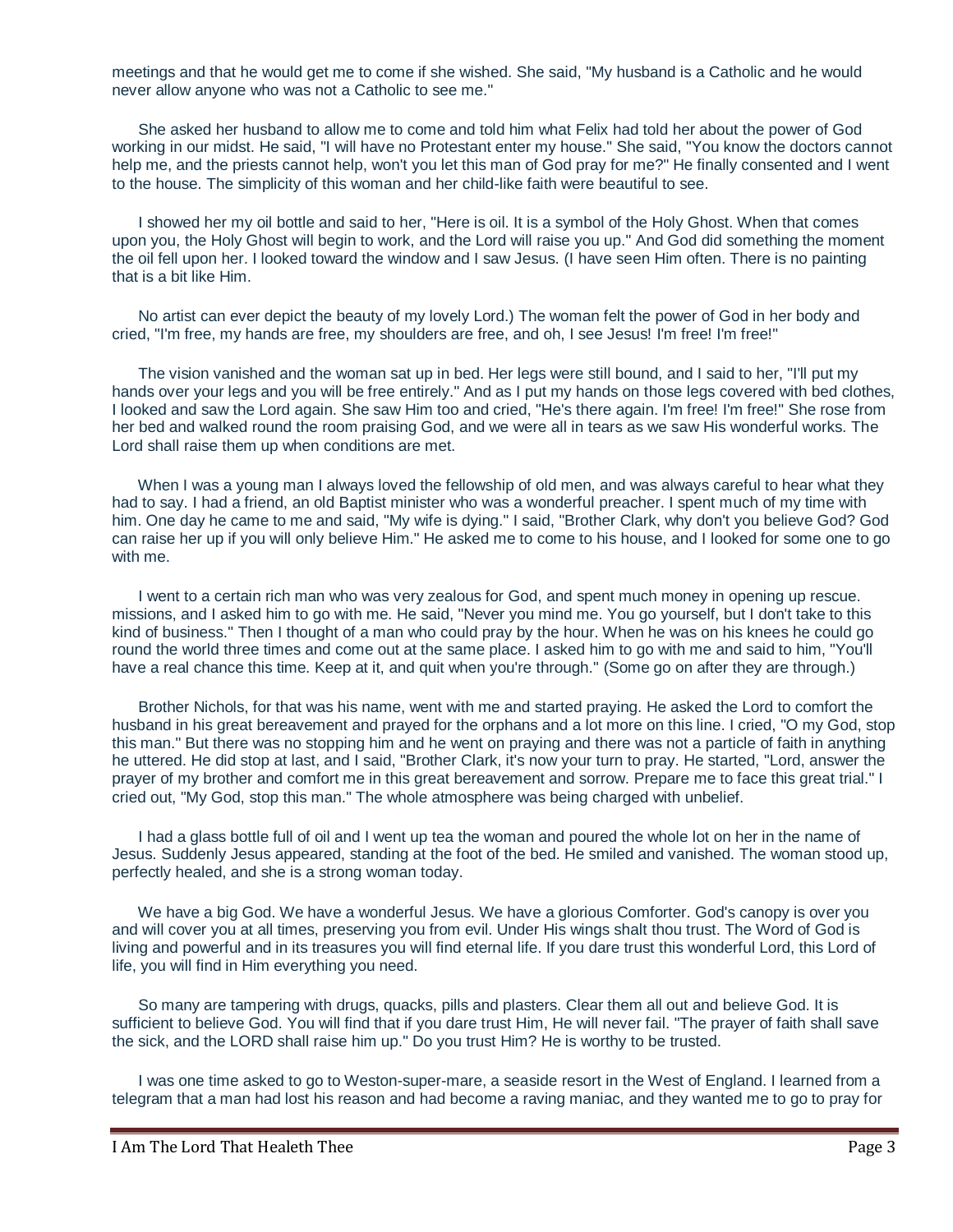meetings and that he would get me to come if she wished. She said, "My husband is a Catholic and he would never allow anyone who was not a Catholic to see me."

She asked her husband to allow me to come and told him what Felix had told her about the power of God working in our midst. He said, "I will have no Protestant enter my house." She said, "You know the doctors cannot help me, and the priests cannot help, won't you let this man of God pray for me?" He finally consented and I went to the house. The simplicity of this woman and her child-like faith were beautiful to see.

I showed her my oil bottle and said to her, "Here is oil. It is a symbol of the Holy Ghost. When that comes upon you, the Holy Ghost will begin to work, and the Lord will raise you up." And God did something the moment the oil fell upon her. I looked toward the window and I saw Jesus. (I have seen Him often. There is no painting that is a bit like Him.

No artist can ever depict the beauty of my lovely Lord.) The woman felt the power of God in her body and cried, "I'm free, my hands are free, my shoulders are free, and oh, I see Jesus! I'm free! I'm free!"

The vision vanished and the woman sat up in bed. Her legs were still bound, and I said to her, "I'll put my hands over your legs and you will be free entirely." And as I put my hands on those legs covered with bed clothes, I looked and saw the Lord again. She saw Him too and cried, "He's there again. I'm free! I'm free!" She rose from her bed and walked round the room praising God, and we were all in tears as we saw His wonderful works. The Lord shall raise them up when conditions are met.

When I was a young man I always loved the fellowship of old men, and was always careful to hear what they had to say. I had a friend, an old Baptist minister who was a wonderful preacher. I spent much of my time with him. One day he came to me and said, "My wife is dying." I said, "Brother Clark, why don't you believe God? God can raise her up if you will only believe Him." He asked me to come to his house, and I looked for some one to go with me.

I went to a certain rich man who was very zealous for God, and spent much money in opening up rescue. missions, and I asked him to go with me. He said, "Never you mind me. You go yourself, but I don't take to this kind of business." Then I thought of a man who could pray by the hour. When he was on his knees he could go round the world three times and come out at the same place. I asked him to go with me and said to him, "You'll have a real chance this time. Keep at it, and quit when you're through." (Some go on after they are through.)

Brother Nichols, for that was his name, went with me and started praying. He asked the Lord to comfort the husband in his great bereavement and prayed for the orphans and a lot more on this line. I cried, "O my God, stop this man." But there was no stopping him and he went on praying and there was not a particle of faith in anything he uttered. He did stop at last, and I said, "Brother Clark, it's now your turn to pray. He started, "Lord, answer the prayer of my brother and comfort me in this great bereavement and sorrow. Prepare me to face this great trial." I cried out, "My God, stop this man." The whole atmosphere was being charged with unbelief.

I had a glass bottle full of oil and I went up tea the woman and poured the whole lot on her in the name of Jesus. Suddenly Jesus appeared, standing at the foot of the bed. He smiled and vanished. The woman stood up, perfectly healed, and she is a strong woman today.

We have a big God. We have a wonderful Jesus. We have a glorious Comforter. God's canopy is over you and will cover you at all times, preserving you from evil. Under His wings shalt thou trust. The Word of God is living and powerful and in its treasures you will find eternal life. If you dare trust this wonderful Lord, this Lord of life, you will find in Him everything you need.

So many are tampering with drugs, quacks, pills and plasters. Clear them all out and believe God. It is sufficient to believe God. You will find that if you dare trust Him, He will never fail. "The prayer of faith shall save the sick, and the LORD shall raise him up." Do you trust Him? He is worthy to be trusted.

I was one time asked to go to Weston-super-mare, a seaside resort in the West of England. I learned from a telegram that a man had lost his reason and had become a raving maniac, and they wanted me to go to pray for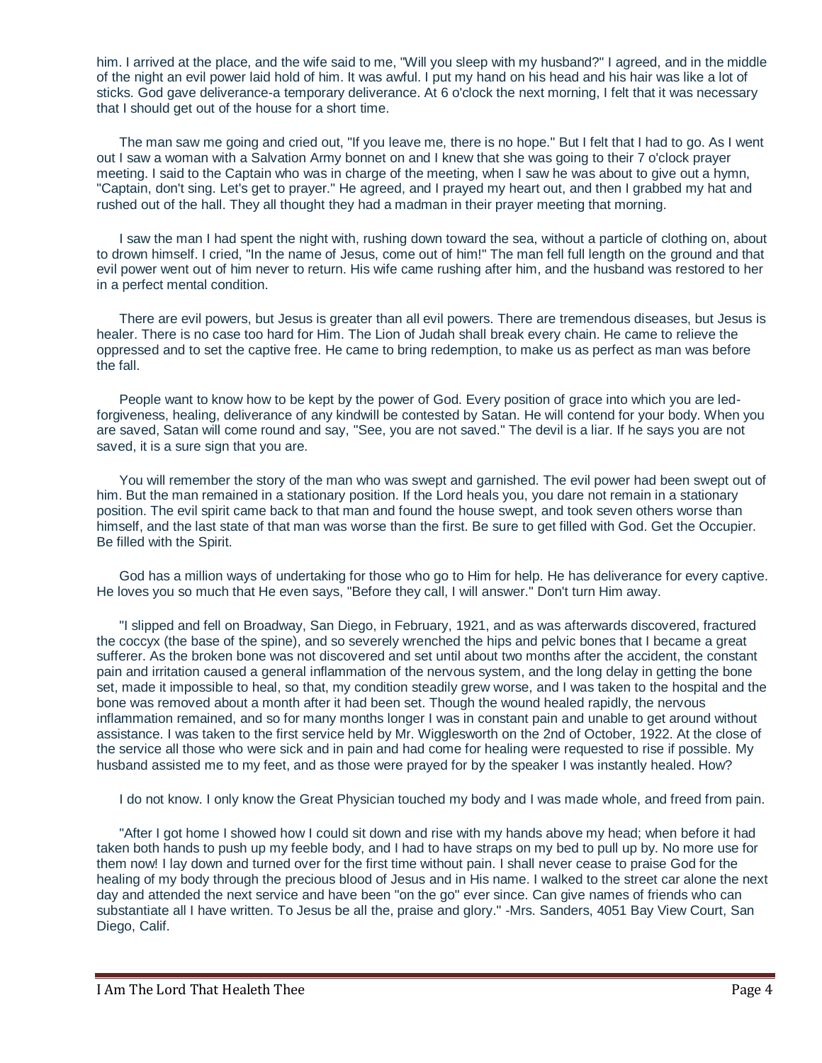him. I arrived at the place, and the wife said to me, "Will you sleep with my husband?" I agreed, and in the middle of the night an evil power laid hold of him. It was awful. I put my hand on his head and his hair was like a lot of sticks. God gave deliverance-a temporary deliverance. At 6 o'clock the next morning, I felt that it was necessary that I should get out of the house for a short time.

The man saw me going and cried out, "If you leave me, there is no hope." But I felt that I had to go. As I went out I saw a woman with a Salvation Army bonnet on and I knew that she was going to their 7 o'clock prayer meeting. I said to the Captain who was in charge of the meeting, when I saw he was about to give out a hymn, "Captain, don't sing. Let's get to prayer." He agreed, and I prayed my heart out, and then I grabbed my hat and rushed out of the hall. They all thought they had a madman in their prayer meeting that morning.

I saw the man I had spent the night with, rushing down toward the sea, without a particle of clothing on, about to drown himself. I cried, "In the name of Jesus, come out of him!" The man fell full length on the ground and that evil power went out of him never to return. His wife came rushing after him, and the husband was restored to her in a perfect mental condition.

There are evil powers, but Jesus is greater than all evil powers. There are tremendous diseases, but Jesus is healer. There is no case too hard for Him. The Lion of Judah shall break every chain. He came to relieve the oppressed and to set the captive free. He came to bring redemption, to make us as perfect as man was before the fall.

People want to know how to be kept by the power of God. Every position of grace into which you are led-forgiveness, healing, deliverance of any kindwill be contested by Satan. He will contend for your body. When you are saved, Satan will come round and say, "See, you are not saved." The devil is a liar. If he says you are not saved, it is a sure sign that you are.

You will remember the story of the man who was swept and garnished. The evil power had been swept out of him. But the man remained in a stationary position. If the Lord heals you, you dare not remain in a stationary position. The evil spirit came back to that man and found the house swept, and took seven others worse than himself, and the last state of that man was worse than the first. Be sure to get filled with God. Get the Occupier. Be filled with the Spirit.

God has a million ways of undertaking for those who go to Him for help. He has deliverance for every captive. He loves you so much that He even says, "Before they call, I will answer." Don't turn Him away.

"I slipped and fell on Broadway, San Diego, in February, 1921, and as was afterwards discovered, fractured the coccyx (the base of the spine), and so severely wrenched the hips and pelvic bones that I became a great sufferer. As the broken bone was not discovered and set until about two months after the accident, the constant pain and irritation caused a general inflammation of the nervous system, and the long delay in getting the bone set, made it impossible to heal, so that, my condition steadily grew worse, and I was taken to the hospital and the bone was removed about a month after it had been set. Though the wound healed rapidly, the nervous inflammation remained, and so for many months longer I was in constant pain and unable to get around without assistance. I was taken to the first service held by Mr. Wigglesworth on the 2nd of October, 1922. At the close of the service all those who were sick and in pain and had come for healing were requested to rise if possible. My husband assisted me to my feet, and as those were prayed for by the speaker I was instantly healed. How?

I do not know. I only know the Great Physician touched my body and I was made whole, and freed from pain.

"After I got home I showed how I could sit down and rise with my hands above my head; when before it had taken both hands to push up my feeble body, and I had to have straps on my bed to pull up by. No more use for them now! I lay down and turned over for the first time without pain. I shall never cease to praise God for the healing of my body through the precious blood of Jesus and in His name. I walked to the street car alone the next day and attended the next service and have been "on the go" ever since. Can give names of friends who can substantiate all I have written. To Jesus be all the, praise and glory." -Mrs. Sanders, 4051 Bay View Court, San Diego, Calif.